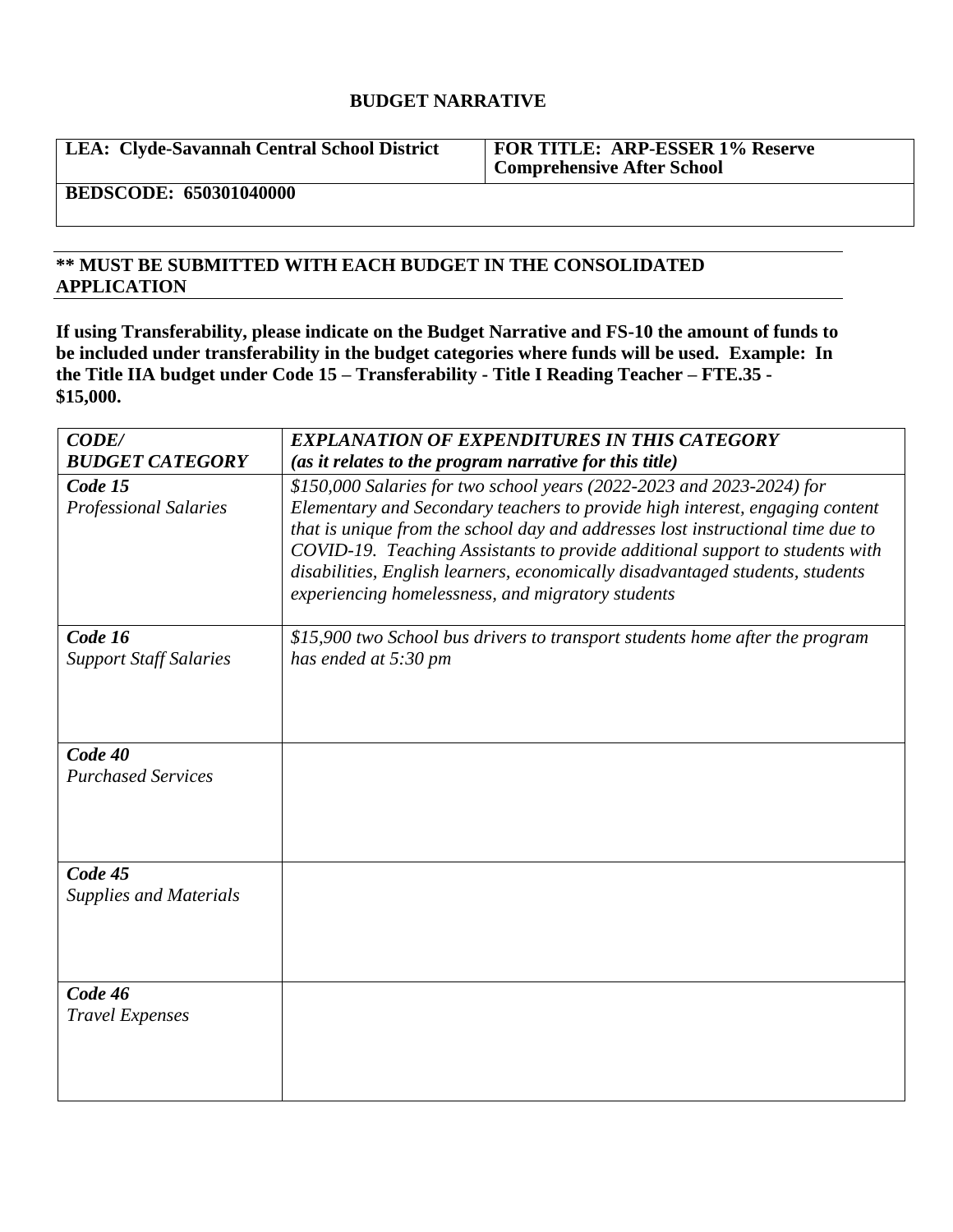# BUDGET NARRATIVE

| **LEA: Clyde-Savannah Central School District** | **FOR TITLE: ARP-ESSER 1% Reserve Comprehensive After School** |
|---|---|
| **BEDSCODE: 650301040000** | |

**** MUST BE SUBMITTED WITH EACH BUDGET IN THE CONSOLIDATED APPLICATION**

**If using Transferability, please indicate on the Budget Narrative and FS-10 the amount of funds to be included under transferability in the budget categories where funds will be used. Example: In the Title IIA budget under Code 15 – Transferability - Title I Reading Teacher – FTE.35 - $15,000.**

| ***CODE/ BUDGET CATEGORY*** | ***EXPLANATION OF EXPENDITURES IN THIS CATEGORY (as it relates to the program narrative for this title)*** |
|---|---|
| ***Code 15*** *Professional Salaries* | *$150,000 Salaries for two school years (2022-2023 and 2023-2024) for Elementary and Secondary teachers to provide high interest, engaging content that is unique from the school day and addresses lost instructional time due to COVID-19. Teaching Assistants to provide additional support to students with disabilities, English learners, economically disadvantaged students, students experiencing homelessness, and migratory students* |
| ***Code 16*** *Support Staff Salaries* | *$15,900 two School bus drivers to transport students home after the program has ended at 5:30 pm* |
| ***Code 40*** *Purchased Services* | |
| ***Code 45*** *Supplies and Materials* | |
| ***Code 46*** *Travel Expenses* | |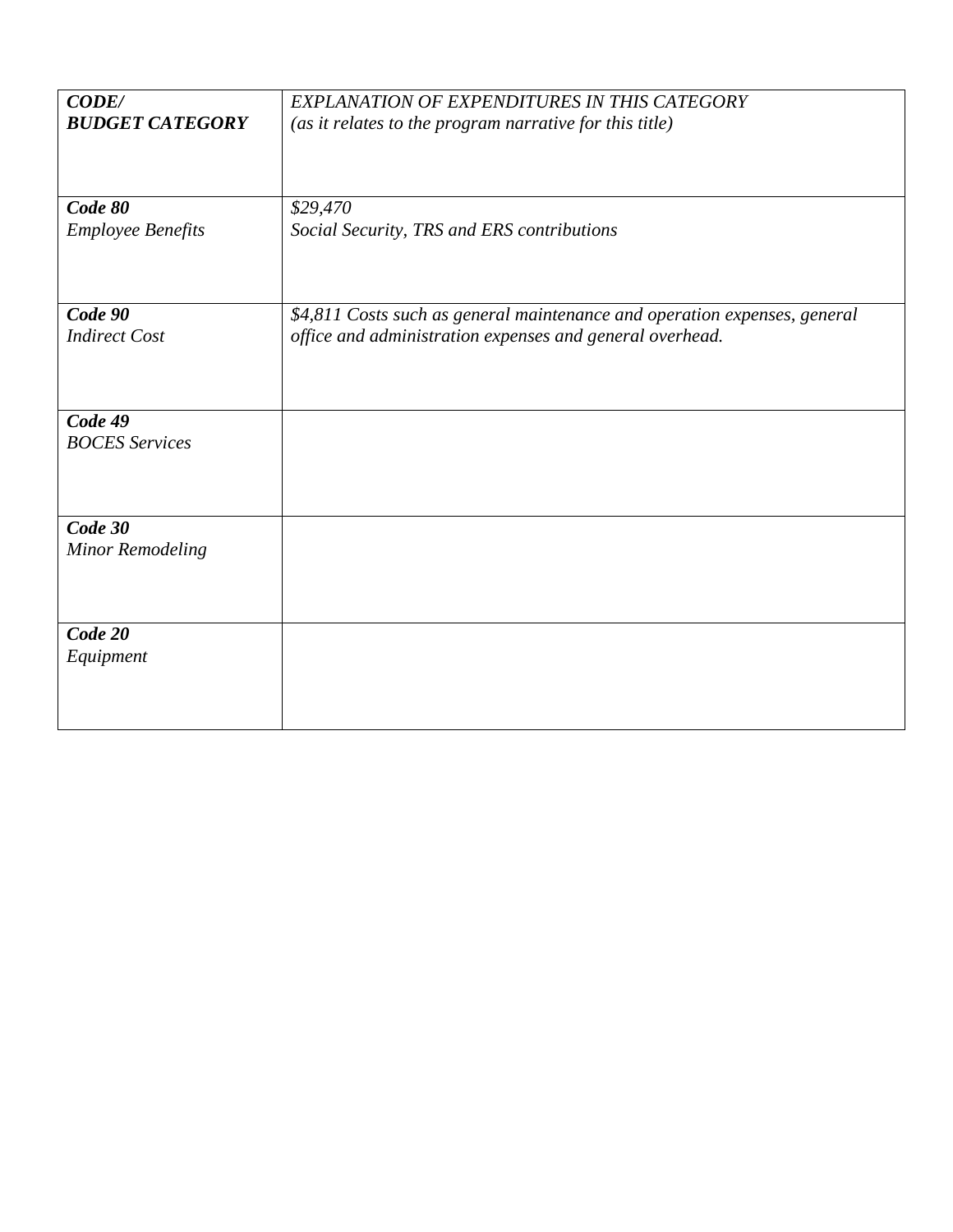| ***CODE/ BUDGET CATEGORY*** | *EXPLANATION OF EXPENDITURES IN THIS CATEGORY (as it relates to the program narrative for this title)* |
|---|---|
| ***Code 80*** *Employee Benefits* | *$29,470 Social Security, TRS and ERS contributions* |
| ***Code 90*** *Indirect Cost* | *$4,811 Costs such as general maintenance and operation expenses, general office and administration expenses and general overhead.* |
| ***Code 49*** *BOCES Services* | |
| ***Code 30*** *Minor Remodeling* | |
| ***Code 20*** *Equipment* | |